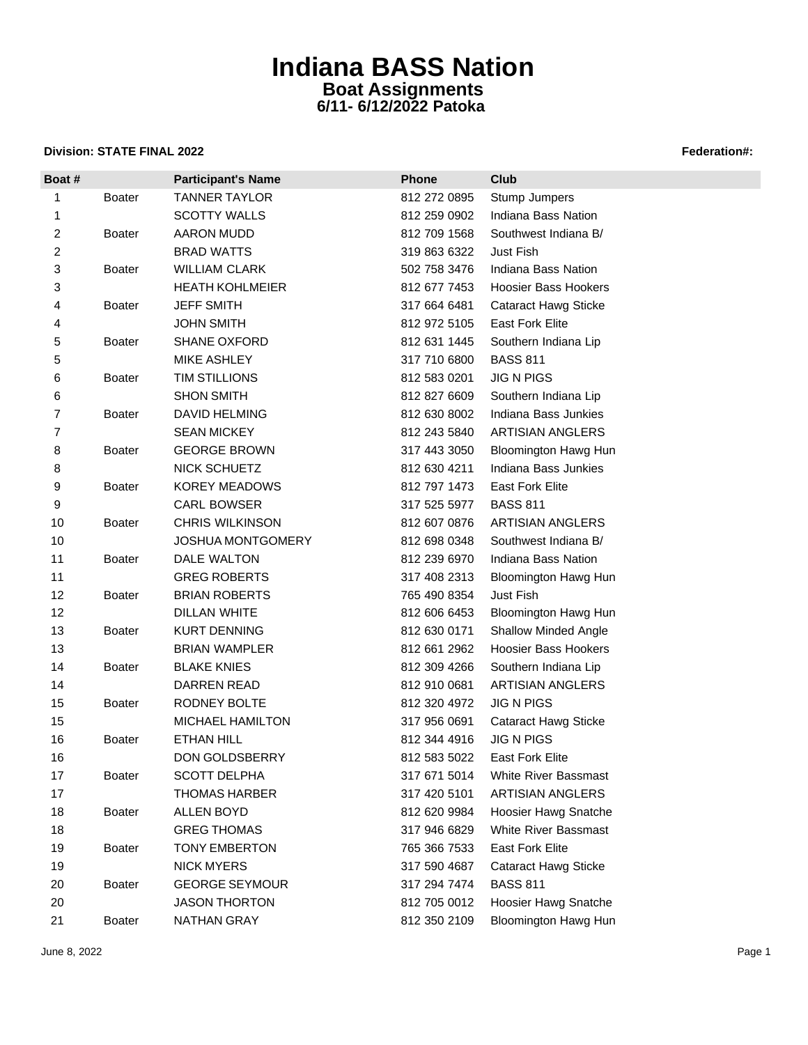# Indiana BASS Nation

## Boat Assignments

### 6/11- 6/12/2022 Patoka

**Division: STATE FINAL 2022** **Federation#:**

| Boat # | | Participant's Name | Phone | Club |
|---|---|---|---|---|
| 1 | Boater | TANNER TAYLOR | 812 272 0895 | Stump Jumpers |
| 1 | | SCOTTY WALLS | 812 259 0902 | Indiana Bass Nation |
| 2 | Boater | AARON MUDD | 812 709 1568 | Southwest Indiana B/ |
| 2 | | BRAD WATTS | 319 863 6322 | Just Fish |
| 3 | Boater | WILLIAM CLARK | 502 758 3476 | Indiana Bass Nation |
| 3 | | HEATH KOHLMEIER | 812 677 7453 | Hoosier Bass Hookers |
| 4 | Boater | JEFF SMITH | 317 664 6481 | Cataract Hawg Sticke |
| 4 | | JOHN SMITH | 812 972 5105 | East Fork Elite |
| 5 | Boater | SHANE OXFORD | 812 631 1445 | Southern Indiana Lip |
| 5 | | MIKE ASHLEY | 317 710 6800 | BASS 811 |
| 6 | Boater | TIM STILLIONS | 812 583 0201 | JIG N PIGS |
| 6 | | SHON SMITH | 812 827 6609 | Southern Indiana Lip |
| 7 | Boater | DAVID HELMING | 812 630 8002 | Indiana Bass Junkies |
| 7 | | SEAN MICKEY | 812 243 5840 | ARTISIAN ANGLERS |
| 8 | Boater | GEORGE BROWN | 317 443 3050 | Bloomington Hawg Hun |
| 8 | | NICK SCHUETZ | 812 630 4211 | Indiana Bass Junkies |
| 9 | Boater | KOREY MEADOWS | 812 797 1473 | East Fork Elite |
| 9 | | CARL BOWSER | 317 525 5977 | BASS 811 |
| 10 | Boater | CHRIS WILKINSON | 812 607 0876 | ARTISIAN ANGLERS |
| 10 | | JOSHUA MONTGOMERY | 812 698 0348 | Southwest Indiana B/ |
| 11 | Boater | DALE WALTON | 812 239 6970 | Indiana Bass Nation |
| 11 | | GREG ROBERTS | 317 408 2313 | Bloomington Hawg Hun |
| 12 | Boater | BRIAN ROBERTS | 765 490 8354 | Just Fish |
| 12 | | DILLAN WHITE | 812 606 6453 | Bloomington Hawg Hun |
| 13 | Boater | KURT DENNING | 812 630 0171 | Shallow Minded Angle |
| 13 | | BRIAN WAMPLER | 812 661 2962 | Hoosier Bass Hookers |
| 14 | Boater | BLAKE KNIES | 812 309 4266 | Southern Indiana Lip |
| 14 | | DARREN READ | 812 910 0681 | ARTISIAN ANGLERS |
| 15 | Boater | RODNEY BOLTE | 812 320 4972 | JIG N PIGS |
| 15 | | MICHAEL HAMILTON | 317 956 0691 | Cataract Hawg Sticke |
| 16 | Boater | ETHAN HILL | 812 344 4916 | JIG N PIGS |
| 16 | | DON GOLDSBERRY | 812 583 5022 | East Fork Elite |
| 17 | Boater | SCOTT DELPHA | 317 671 5014 | White River Bassmast |
| 17 | | THOMAS HARBER | 317 420 5101 | ARTISIAN ANGLERS |
| 18 | Boater | ALLEN BOYD | 812 620 9984 | Hoosier Hawg Snatche |
| 18 | | GREG THOMAS | 317 946 6829 | White River Bassmast |
| 19 | Boater | TONY EMBERTON | 765 366 7533 | East Fork Elite |
| 19 | | NICK MYERS | 317 590 4687 | Cataract Hawg Sticke |
| 20 | Boater | GEORGE SEYMOUR | 317 294 7474 | BASS 811 |
| 20 | | JASON THORTON | 812 705 0012 | Hoosier Hawg Snatche |
| 21 | Boater | NATHAN GRAY | 812 350 2109 | Bloomington Hawg Hun |

June 8, 2022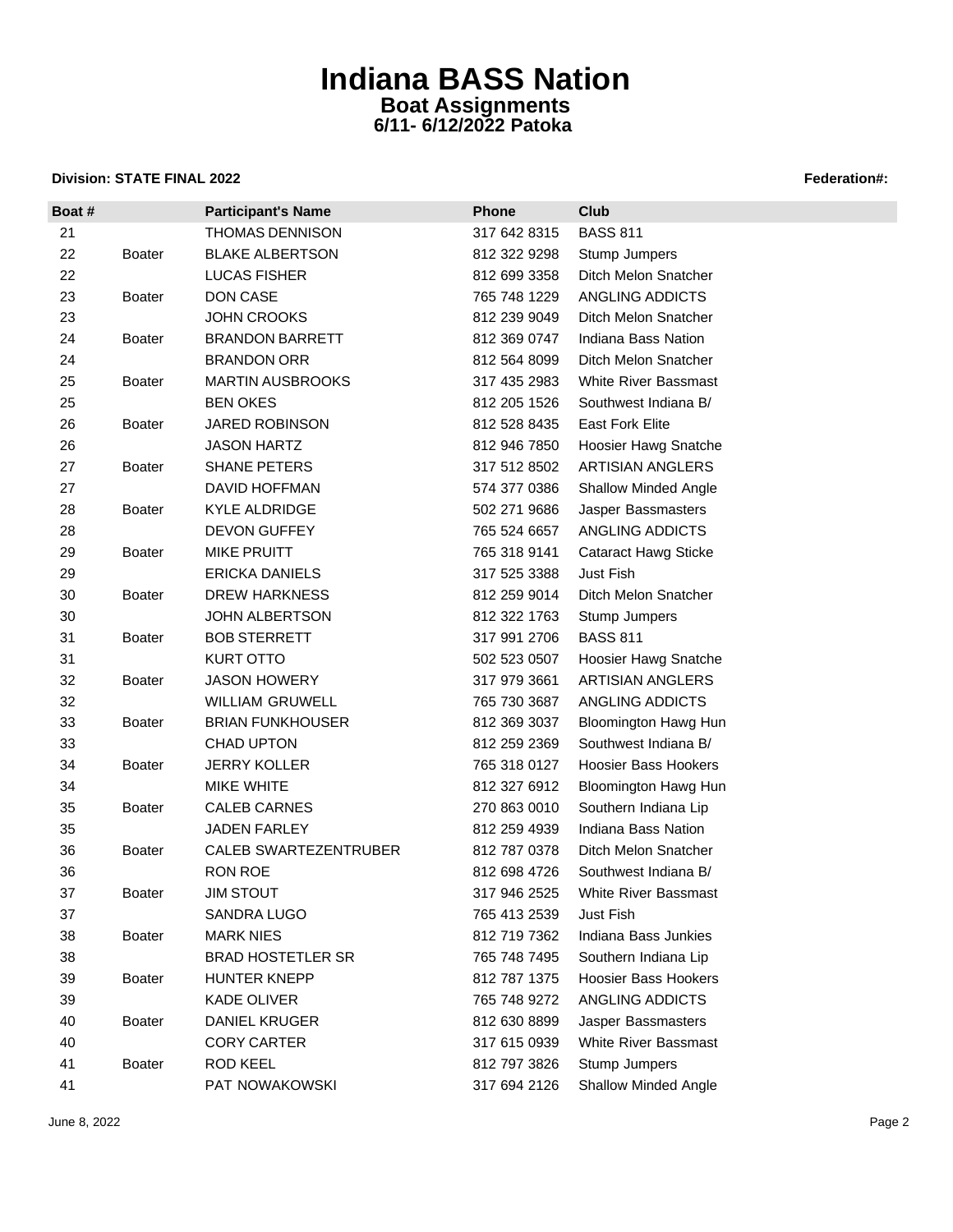# Indiana BASS Nation

## Boat Assignments

### 6/11- 6/12/2022 Patoka

**Division: STATE FINAL 2022** **Federation#:**

| Boat # | | Participant's Name | Phone | Club |
|---|---|---|---|---|
| 21 | | THOMAS DENNISON | 317 642 8315 | BASS 811 |
| 22 | Boater | BLAKE ALBERTSON | 812 322 9298 | Stump Jumpers |
| 22 | | LUCAS FISHER | 812 699 3358 | Ditch Melon Snatcher |
| 23 | Boater | DON CASE | 765 748 1229 | ANGLING ADDICTS |
| 23 | | JOHN CROOKS | 812 239 9049 | Ditch Melon Snatcher |
| 24 | Boater | BRANDON BARRETT | 812 369 0747 | Indiana Bass Nation |
| 24 | | BRANDON ORR | 812 564 8099 | Ditch Melon Snatcher |
| 25 | Boater | MARTIN AUSBROOKS | 317 435 2983 | White River Bassmast |
| 25 | | BEN OKES | 812 205 1526 | Southwest Indiana B/ |
| 26 | Boater | JARED ROBINSON | 812 528 8435 | East Fork Elite |
| 26 | | JASON HARTZ | 812 946 7850 | Hoosier Hawg Snatche |
| 27 | Boater | SHANE PETERS | 317 512 8502 | ARTISIAN ANGLERS |
| 27 | | DAVID HOFFMAN | 574 377 0386 | Shallow Minded Angle |
| 28 | Boater | KYLE ALDRIDGE | 502 271 9686 | Jasper Bassmasters |
| 28 | | DEVON GUFFEY | 765 524 6657 | ANGLING ADDICTS |
| 29 | Boater | MIKE PRUITT | 765 318 9141 | Cataract Hawg Sticke |
| 29 | | ERICKA DANIELS | 317 525 3388 | Just Fish |
| 30 | Boater | DREW HARKNESS | 812 259 9014 | Ditch Melon Snatcher |
| 30 | | JOHN ALBERTSON | 812 322 1763 | Stump Jumpers |
| 31 | Boater | BOB STERRETT | 317 991 2706 | BASS 811 |
| 31 | | KURT OTTO | 502 523 0507 | Hoosier Hawg Snatche |
| 32 | Boater | JASON HOWERY | 317 979 3661 | ARTISIAN ANGLERS |
| 32 | | WILLIAM GRUWELL | 765 730 3687 | ANGLING ADDICTS |
| 33 | Boater | BRIAN FUNKHOUSER | 812 369 3037 | Bloomington Hawg Hun |
| 33 | | CHAD UPTON | 812 259 2369 | Southwest Indiana B/ |
| 34 | Boater | JERRY KOLLER | 765 318 0127 | Hoosier Bass Hookers |
| 34 | | MIKE WHITE | 812 327 6912 | Bloomington Hawg Hun |
| 35 | Boater | CALEB CARNES | 270 863 0010 | Southern Indiana Lip |
| 35 | | JADEN FARLEY | 812 259 4939 | Indiana Bass Nation |
| 36 | Boater | CALEB SWARTEZENTRUBER | 812 787 0378 | Ditch Melon Snatcher |
| 36 | | RON ROE | 812 698 4726 | Southwest Indiana B/ |
| 37 | Boater | JIM STOUT | 317 946 2525 | White River Bassmast |
| 37 | | SANDRA LUGO | 765 413 2539 | Just Fish |
| 38 | Boater | MARK NIES | 812 719 7362 | Indiana Bass Junkies |
| 38 | | BRAD HOSTETLER SR | 765 748 7495 | Southern Indiana Lip |
| 39 | Boater | HUNTER KNEPP | 812 787 1375 | Hoosier Bass Hookers |
| 39 | | KADE OLIVER | 765 748 9272 | ANGLING ADDICTS |
| 40 | Boater | DANIEL KRUGER | 812 630 8899 | Jasper Bassmasters |
| 40 | | CORY CARTER | 317 615 0939 | White River Bassmast |
| 41 | Boater | ROD KEEL | 812 797 3826 | Stump Jumpers |
| 41 | | PAT NOWAKOWSKI | 317 694 2126 | Shallow Minded Angle |

June 8, 2022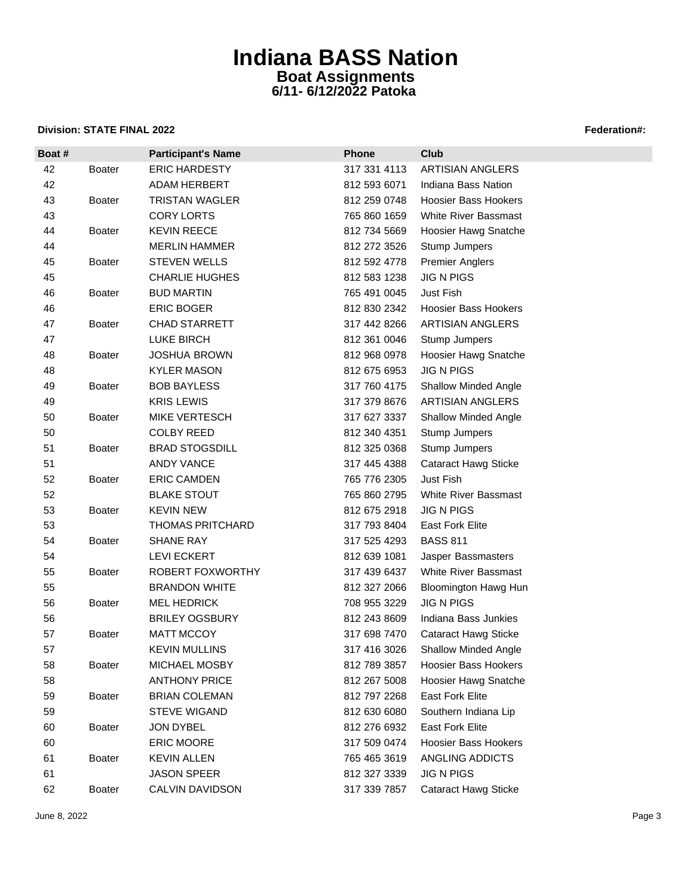# Indiana BASS Nation

## Boat Assignments

### 6/11- 6/12/2022 Patoka

**Division: STATE FINAL 2022** **Federation#:**

| Boat # | | Participant's Name | Phone | Club |
|---|---|---|---|---|
| 42 | Boater | ERIC HARDESTY | 317 331 4113 | ARTISIAN ANGLERS |
| 42 | | ADAM HERBERT | 812 593 6071 | Indiana Bass Nation |
| 43 | Boater | TRISTAN WAGLER | 812 259 0748 | Hoosier Bass Hookers |
| 43 | | CORY LORTS | 765 860 1659 | White River Bassmast |
| 44 | Boater | KEVIN REECE | 812 734 5669 | Hoosier Hawg Snatche |
| 44 | | MERLIN HAMMER | 812 272 3526 | Stump Jumpers |
| 45 | Boater | STEVEN WELLS | 812 592 4778 | Premier Anglers |
| 45 | | CHARLIE HUGHES | 812 583 1238 | JIG N PIGS |
| 46 | Boater | BUD MARTIN | 765 491 0045 | Just Fish |
| 46 | | ERIC BOGER | 812 830 2342 | Hoosier Bass Hookers |
| 47 | Boater | CHAD STARRETT | 317 442 8266 | ARTISIAN ANGLERS |
| 47 | | LUKE BIRCH | 812 361 0046 | Stump Jumpers |
| 48 | Boater | JOSHUA BROWN | 812 968 0978 | Hoosier Hawg Snatche |
| 48 | | KYLER MASON | 812 675 6953 | JIG N PIGS |
| 49 | Boater | BOB BAYLESS | 317 760 4175 | Shallow Minded Angle |
| 49 | | KRIS LEWIS | 317 379 8676 | ARTISIAN ANGLERS |
| 50 | Boater | MIKE VERTESCH | 317 627 3337 | Shallow Minded Angle |
| 50 | | COLBY REED | 812 340 4351 | Stump Jumpers |
| 51 | Boater | BRAD STOGSDILL | 812 325 0368 | Stump Jumpers |
| 51 | | ANDY VANCE | 317 445 4388 | Cataract Hawg Sticke |
| 52 | Boater | ERIC CAMDEN | 765 776 2305 | Just Fish |
| 52 | | BLAKE STOUT | 765 860 2795 | White River Bassmast |
| 53 | Boater | KEVIN NEW | 812 675 2918 | JIG N PIGS |
| 53 | | THOMAS PRITCHARD | 317 793 8404 | East Fork Elite |
| 54 | Boater | SHANE RAY | 317 525 4293 | BASS 811 |
| 54 | | LEVI ECKERT | 812 639 1081 | Jasper Bassmasters |
| 55 | Boater | ROBERT FOXWORTHY | 317 439 6437 | White River Bassmast |
| 55 | | BRANDON WHITE | 812 327 2066 | Bloomington Hawg Hun |
| 56 | Boater | MEL HEDRICK | 708 955 3229 | JIG N PIGS |
| 56 | | BRILEY OGSBURY | 812 243 8609 | Indiana Bass Junkies |
| 57 | Boater | MATT MCCOY | 317 698 7470 | Cataract Hawg Sticke |
| 57 | | KEVIN MULLINS | 317 416 3026 | Shallow Minded Angle |
| 58 | Boater | MICHAEL MOSBY | 812 789 3857 | Hoosier Bass Hookers |
| 58 | | ANTHONY PRICE | 812 267 5008 | Hoosier Hawg Snatche |
| 59 | Boater | BRIAN COLEMAN | 812 797 2268 | East Fork Elite |
| 59 | | STEVE WIGAND | 812 630 6080 | Southern Indiana Lip |
| 60 | Boater | JON DYBEL | 812 276 6932 | East Fork Elite |
| 60 | | ERIC MOORE | 317 509 0474 | Hoosier Bass Hookers |
| 61 | Boater | KEVIN ALLEN | 765 465 3619 | ANGLING ADDICTS |
| 61 | | JASON SPEER | 812 327 3339 | JIG N PIGS |
| 62 | Boater | CALVIN DAVIDSON | 317 339 7857 | Cataract Hawg Sticke |

June 8, 2022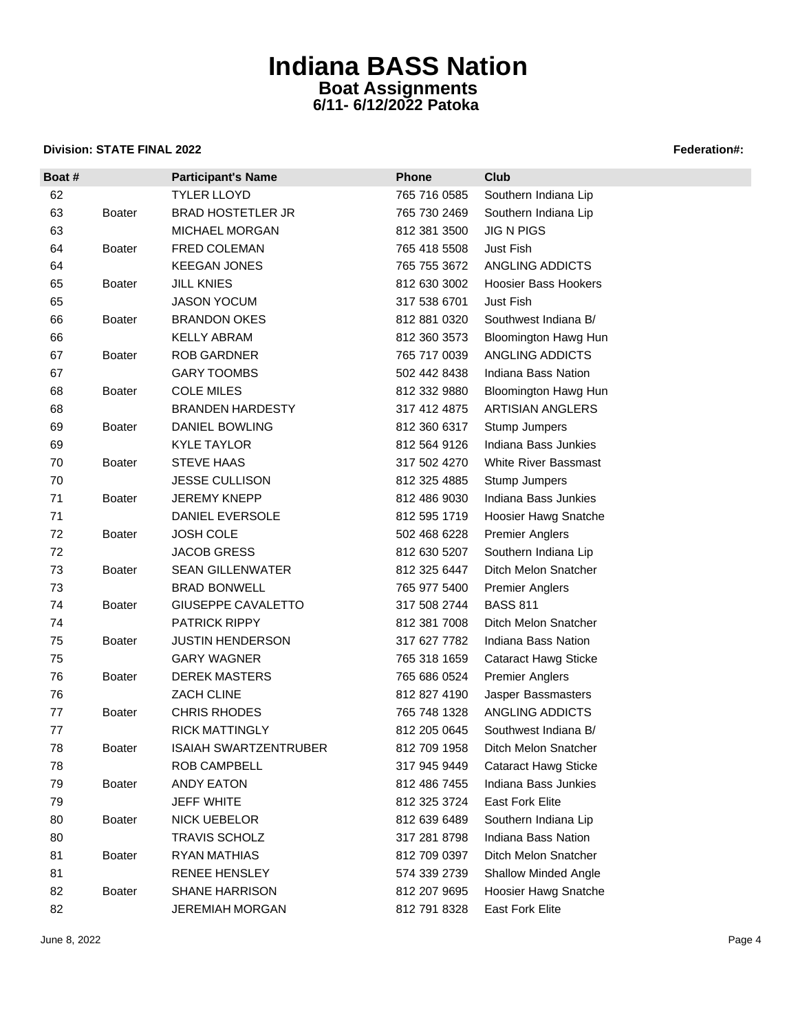# Indiana BASS Nation

## Boat Assignments

### 6/11- 6/12/2022 Patoka

**Division: STATE FINAL 2022** **Federation#:**

| Boat # | | Participant's Name | Phone | Club |
|---|---|---|---|---|
| 62 | | TYLER LLOYD | 765 716 0585 | Southern Indiana Lip |
| 63 | Boater | BRAD HOSTETLER JR | 765 730 2469 | Southern Indiana Lip |
| 63 | | MICHAEL MORGAN | 812 381 3500 | JIG N PIGS |
| 64 | Boater | FRED COLEMAN | 765 418 5508 | Just Fish |
| 64 | | KEEGAN JONES | 765 755 3672 | ANGLING ADDICTS |
| 65 | Boater | JILL KNIES | 812 630 3002 | Hoosier Bass Hookers |
| 65 | | JASON YOCUM | 317 538 6701 | Just Fish |
| 66 | Boater | BRANDON OKES | 812 881 0320 | Southwest Indiana B/ |
| 66 | | KELLY ABRAM | 812 360 3573 | Bloomington Hawg Hun |
| 67 | Boater | ROB GARDNER | 765 717 0039 | ANGLING ADDICTS |
| 67 | | GARY TOOMBS | 502 442 8438 | Indiana Bass Nation |
| 68 | Boater | COLE MILES | 812 332 9880 | Bloomington Hawg Hun |
| 68 | | BRANDEN HARDESTY | 317 412 4875 | ARTISIAN ANGLERS |
| 69 | Boater | DANIEL BOWLING | 812 360 6317 | Stump Jumpers |
| 69 | | KYLE TAYLOR | 812 564 9126 | Indiana Bass Junkies |
| 70 | Boater | STEVE HAAS | 317 502 4270 | White River Bassmast |
| 70 | | JESSE CULLISON | 812 325 4885 | Stump Jumpers |
| 71 | Boater | JEREMY KNEPP | 812 486 9030 | Indiana Bass Junkies |
| 71 | | DANIEL EVERSOLE | 812 595 1719 | Hoosier Hawg Snatche |
| 72 | Boater | JOSH COLE | 502 468 6228 | Premier Anglers |
| 72 | | JACOB GRESS | 812 630 5207 | Southern Indiana Lip |
| 73 | Boater | SEAN GILLENWATER | 812 325 6447 | Ditch Melon Snatcher |
| 73 | | BRAD BONWELL | 765 977 5400 | Premier Anglers |
| 74 | Boater | GIUSEPPE CAVALETTO | 317 508 2744 | BASS 811 |
| 74 | | PATRICK RIPPY | 812 381 7008 | Ditch Melon Snatcher |
| 75 | Boater | JUSTIN HENDERSON | 317 627 7782 | Indiana Bass Nation |
| 75 | | GARY WAGNER | 765 318 1659 | Cataract Hawg Sticke |
| 76 | Boater | DEREK MASTERS | 765 686 0524 | Premier Anglers |
| 76 | | ZACH CLINE | 812 827 4190 | Jasper Bassmasters |
| 77 | Boater | CHRIS RHODES | 765 748 1328 | ANGLING ADDICTS |
| 77 | | RICK MATTINGLY | 812 205 0645 | Southwest Indiana B/ |
| 78 | Boater | ISAIAH SWARTZENTRUBER | 812 709 1958 | Ditch Melon Snatcher |
| 78 | | ROB CAMPBELL | 317 945 9449 | Cataract Hawg Sticke |
| 79 | Boater | ANDY EATON | 812 486 7455 | Indiana Bass Junkies |
| 79 | | JEFF WHITE | 812 325 3724 | East Fork Elite |
| 80 | Boater | NICK UEBELOR | 812 639 6489 | Southern Indiana Lip |
| 80 | | TRAVIS SCHOLZ | 317 281 8798 | Indiana Bass Nation |
| 81 | Boater | RYAN MATHIAS | 812 709 0397 | Ditch Melon Snatcher |
| 81 | | RENEE HENSLEY | 574 339 2739 | Shallow Minded Angle |
| 82 | Boater | SHANE HARRISON | 812 207 9695 | Hoosier Hawg Snatche |
| 82 | | JEREMIAH MORGAN | 812 791 8328 | East Fork Elite |

June 8, 2022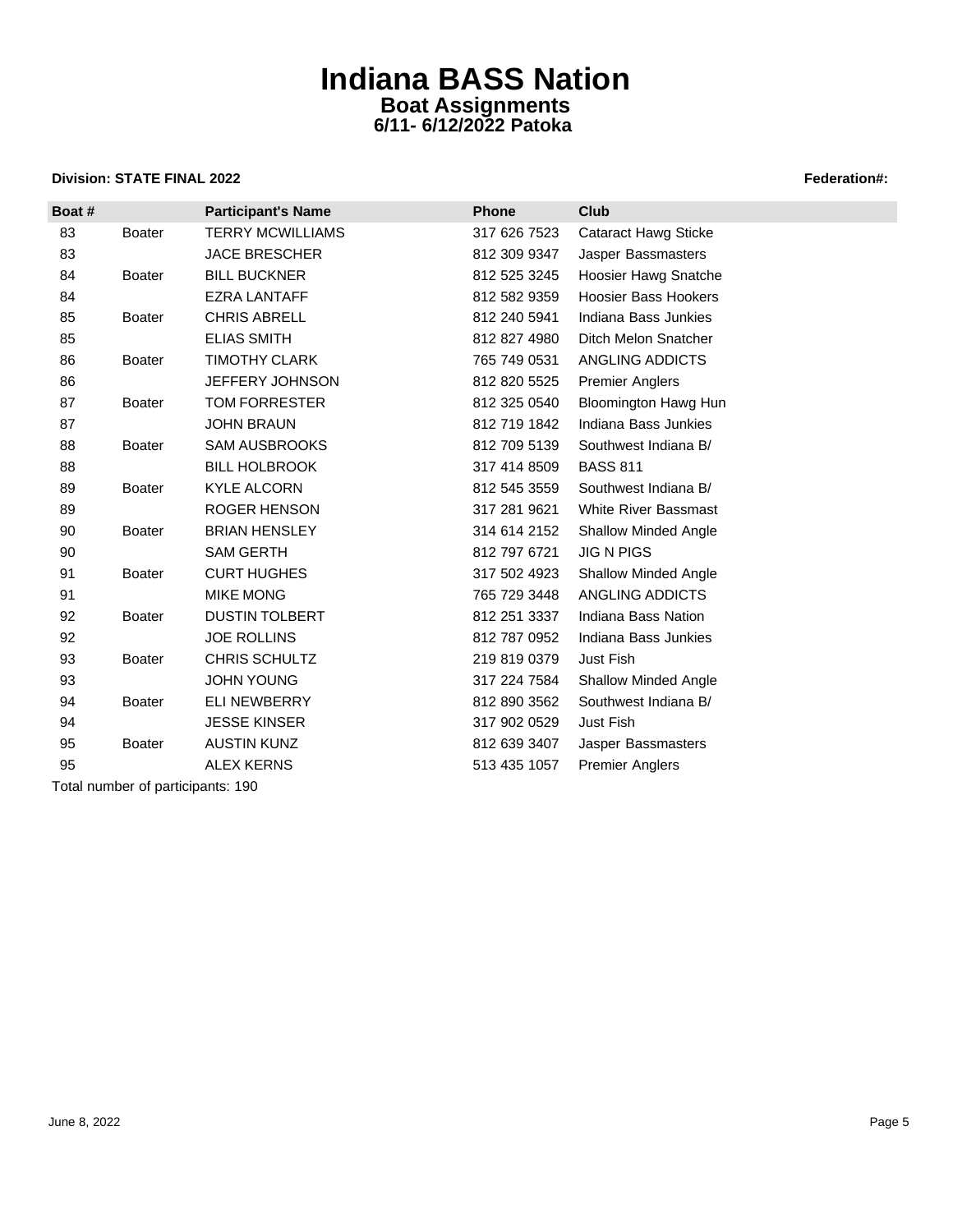# Indiana BASS Nation

## Boat Assignments

### 6/11- 6/12/2022 Patoka

**Division: STATE FINAL 2022** **Federation#:**

| Boat # | | Participant's Name | Phone | Club |
|---|---|---|---|---|
| 83 | Boater | TERRY MCWILLIAMS | 317 626 7523 | Cataract Hawg Sticke |
| 83 | | JACE BRESCHER | 812 309 9347 | Jasper Bassmasters |
| 84 | Boater | BILL BUCKNER | 812 525 3245 | Hoosier Hawg Snatche |
| 84 | | EZRA LANTAFF | 812 582 9359 | Hoosier Bass Hookers |
| 85 | Boater | CHRIS ABRELL | 812 240 5941 | Indiana Bass Junkies |
| 85 | | ELIAS SMITH | 812 827 4980 | Ditch Melon Snatcher |
| 86 | Boater | TIMOTHY CLARK | 765 749 0531 | ANGLING ADDICTS |
| 86 | | JEFFERY JOHNSON | 812 820 5525 | Premier Anglers |
| 87 | Boater | TOM FORRESTER | 812 325 0540 | Bloomington Hawg Hun |
| 87 | | JOHN BRAUN | 812 719 1842 | Indiana Bass Junkies |
| 88 | Boater | SAM AUSBROOKS | 812 709 5139 | Southwest Indiana B/ |
| 88 | | BILL HOLBROOK | 317 414 8509 | BASS 811 |
| 89 | Boater | KYLE ALCORN | 812 545 3559 | Southwest Indiana B/ |
| 89 | | ROGER HENSON | 317 281 9621 | White River Bassmast |
| 90 | Boater | BRIAN HENSLEY | 314 614 2152 | Shallow Minded Angle |
| 90 | | SAM GERTH | 812 797 6721 | JIG N PIGS |
| 91 | Boater | CURT HUGHES | 317 502 4923 | Shallow Minded Angle |
| 91 | | MIKE MONG | 765 729 3448 | ANGLING ADDICTS |
| 92 | Boater | DUSTIN TOLBERT | 812 251 3337 | Indiana Bass Nation |
| 92 | | JOE ROLLINS | 812 787 0952 | Indiana Bass Junkies |
| 93 | Boater | CHRIS SCHULTZ | 219 819 0379 | Just Fish |
| 93 | | JOHN YOUNG | 317 224 7584 | Shallow Minded Angle |
| 94 | Boater | ELI NEWBERRY | 812 890 3562 | Southwest Indiana B/ |
| 94 | | JESSE KINSER | 317 902 0529 | Just Fish |
| 95 | Boater | AUSTIN KUNZ | 812 639 3407 | Jasper Bassmasters |
| 95 | | ALEX KERNS | 513 435 1057 | Premier Anglers |

Total number of participants: 190

June 8, 2022